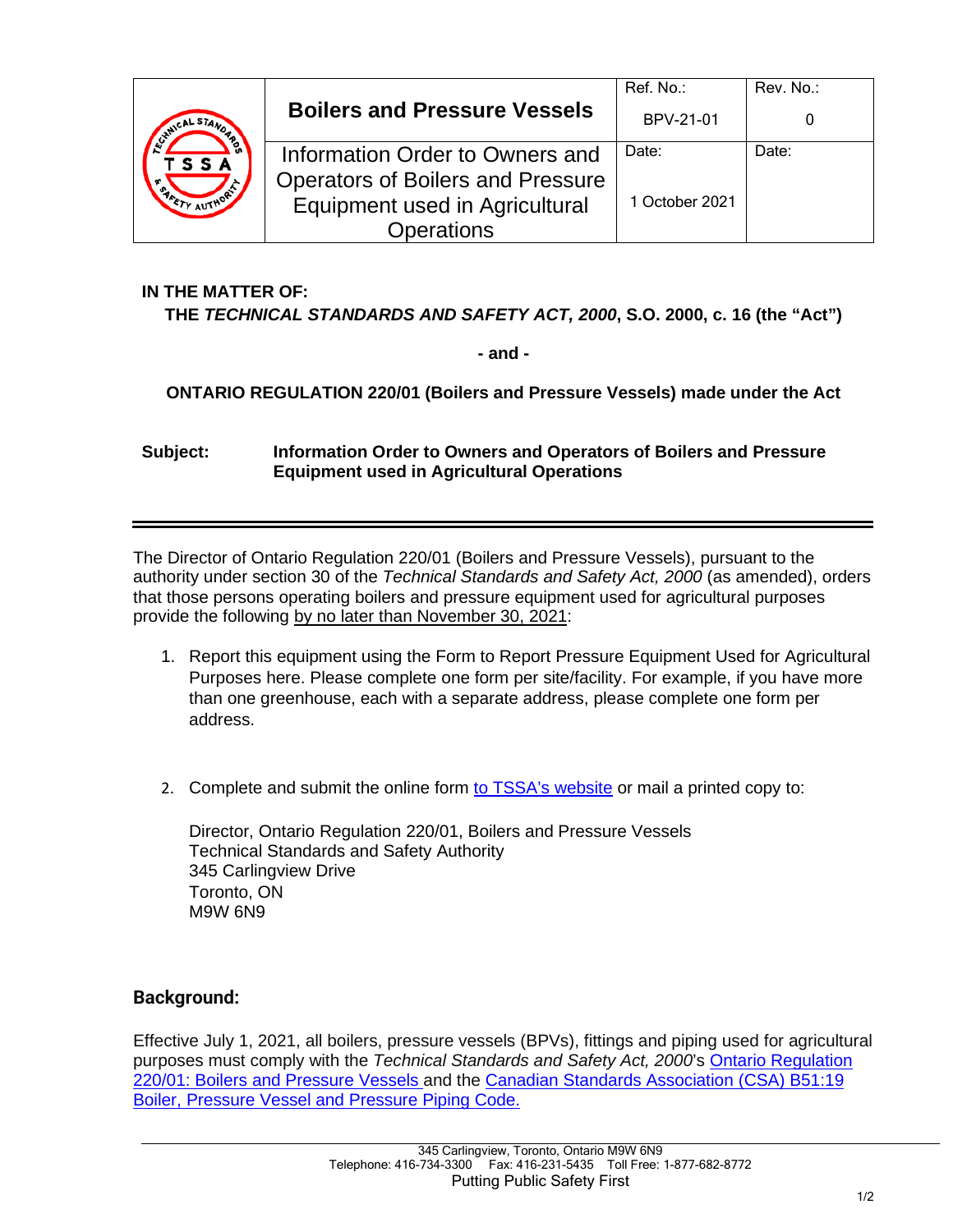| | Boilers and Pressure Vessels | Ref. No.: BPV-21-01 | Rev. No.: 0 |
|---|---|---|---|
| TSSA | Information Order to Owners and Operators of Boilers and Pressure Equipment used in Agricultural Operations | Date: 1 October 2021 | Date: |

**IN THE MATTER OF:**
**THE *TECHNICAL STANDARDS AND SAFETY ACT, 2000*, S.O. 2000, c. 16 (the "Act")**

**- and -**

**ONTARIO REGULATION 220/01 (Boilers and Pressure Vessels) made under the Act**

**Subject:** **Information Order to Owners and Operators of Boilers and Pressure Equipment used in Agricultural Operations**

---

The Director of Ontario Regulation 220/01 (Boilers and Pressure Vessels), pursuant to the authority under section 30 of the *Technical Standards and Safety Act, 2000* (as amended), orders that those persons operating boilers and pressure equipment used for agricultural purposes provide the following by no later than November 30, 2021:

1. Report this equipment using the Form to Report Pressure Equipment Used for Agricultural Purposes here. Please complete one form per site/facility. For example, if you have more than one greenhouse, each with a separate address, please complete one form per address.

2. Complete and submit the online form to TSSA's website or mail a printed copy to:

   Director, Ontario Regulation 220/01, Boilers and Pressure Vessels
   Technical Standards and Safety Authority
   345 Carlingview Drive
   Toronto, ON
   M9W 6N9

## Background:

Effective July 1, 2021, all boilers, pressure vessels (BPVs), fittings and piping used for agricultural purposes must comply with the *Technical Standards and Safety Act, 2000*'s Ontario Regulation 220/01: Boilers and Pressure Vessels and the Canadian Standards Association (CSA) B51:19 Boiler, Pressure Vessel and Pressure Piping Code.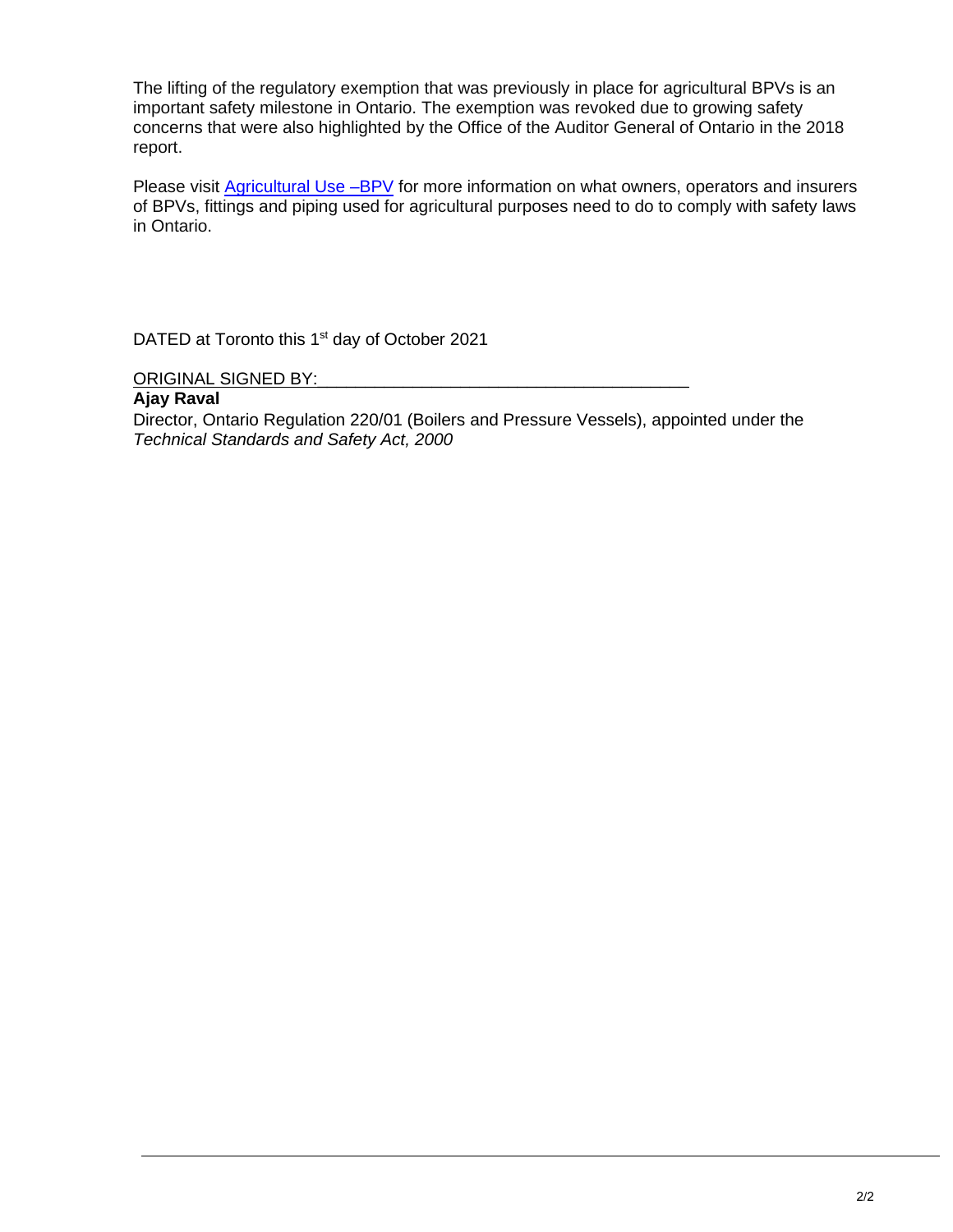The lifting of the regulatory exemption that was previously in place for agricultural BPVs is an important safety milestone in Ontario. The exemption was revoked due to growing safety concerns that were also highlighted by the Office of the Auditor General of Ontario in the 2018 report.

Please visit [Agricultural Use –BPV]() for more information on what owners, operators and insurers of BPVs, fittings and piping used for agricultural purposes need to do to comply with safety laws in Ontario.

DATED at Toronto this 1st day of October 2021

ORIGINAL SIGNED BY:\_\_\_\_\_\_\_\_\_\_\_\_\_\_\_\_\_\_\_\_\_\_\_\_\_\_\_\_\_\_\_\_\_\_\_\_\_\_\_\_\_\_

**Ajay Raval**

Director, Ontario Regulation 220/01 (Boilers and Pressure Vessels), appointed under the *Technical Standards and Safety Act, 2000*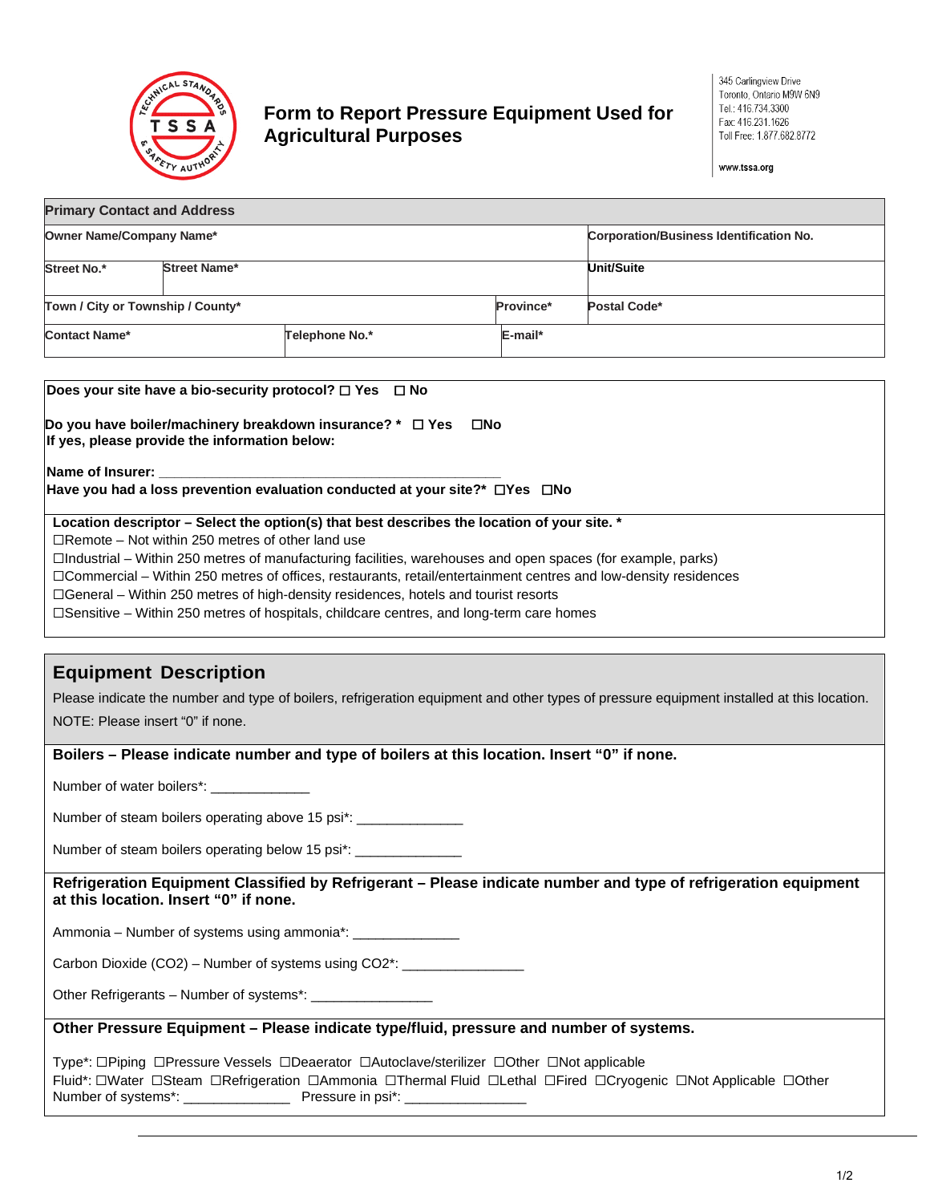# Form to Report Pressure Equipment Used for Agricultural Purposes

345 Carlingview Drive
Toronto, Ontario M9W 6N9
Tel.: 416.734.3300
Fax: 416.231.1626
Toll Free: 1.877.682.8772

www.tssa.org

| Primary Contact and Address | | | | |
|---|---|---|---|---|
| **Owner Name/Company Name*** | | | | **Corporation/Business Identification No.** |
| **Street No.*** | **Street Name*** | | | **Unit/Suite** |
| **Town / City or Township / County*** | | | **Province*** | **Postal Code*** |
| **Contact Name*** | | **Telephone No.*** | **E-mail*** | |

**Does your site have a bio-security protocol?** ☐ **Yes** ☐ **No**

**Do you have boiler/machinery breakdown insurance? *** ☐ **Yes** ☐**No**
**If yes, please provide the information below:**

**Name of Insurer:** ____________________________________________
**Have you had a loss prevention evaluation conducted at your site?*** ☐**Yes** ☐**No**

**Location descriptor – Select the option(s) that best describes the location of your site. ***

☐Remote – Not within 250 metres of other land use
☐Industrial – Within 250 metres of manufacturing facilities, warehouses and open spaces (for example, parks)
☐Commercial – Within 250 metres of offices, restaurants, retail/entertainment centres and low-density residences
☐General – Within 250 metres of high-density residences, hotels and tourist resorts
☐Sensitive – Within 250 metres of hospitals, childcare centres, and long-term care homes

## Equipment Description

Please indicate the number and type of boilers, refrigeration equipment and other types of pressure equipment installed at this location.

NOTE: Please insert "0" if none.

**Boilers – Please indicate number and type of boilers at this location. Insert "0" if none.**

Number of water boilers*: _____________

Number of steam boilers operating above 15 psi*: ______________

Number of steam boilers operating below 15 psi*: ______________

**Refrigeration Equipment Classified by Refrigerant – Please indicate number and type of refrigeration equipment at this location. Insert "0" if none.**

Ammonia – Number of systems using ammonia*: ______________

Carbon Dioxide ($CO_2$) – Number of systems using $CO_2$*: ________________

Other Refrigerants – Number of systems*: ________________

**Other Pressure Equipment – Please indicate type/fluid, pressure and number of systems.**

Type*: ☐Piping ☐Pressure Vessels ☐Deaerator ☐Autoclave/sterilizer ☐Other ☐Not applicable
Fluid*: ☐Water ☐Steam ☐Refrigeration ☐Ammonia ☐Thermal Fluid ☐Lethal ☐Fired ☐Cryogenic ☐Not Applicable ☐Other
Number of systems*: ______________ Pressure in psi*: ________________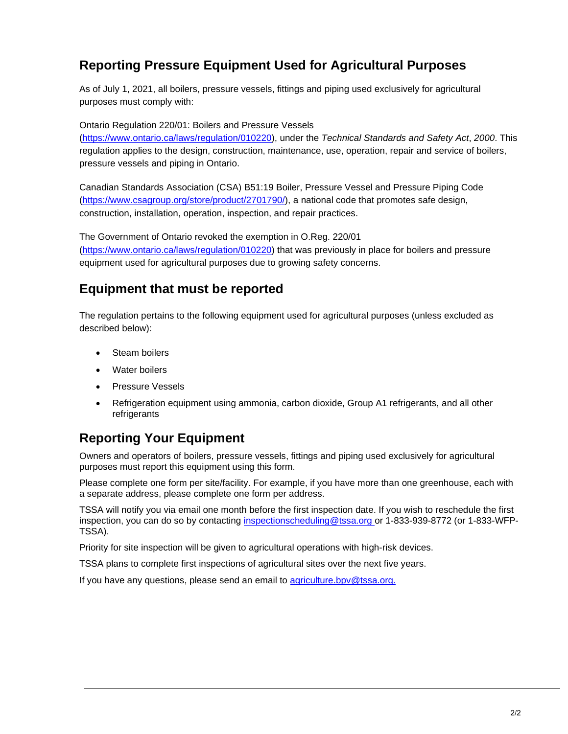## Reporting Pressure Equipment Used for Agricultural Purposes

As of July 1, 2021, all boilers, pressure vessels, fittings and piping used exclusively for agricultural purposes must comply with:

Ontario Regulation 220/01: Boilers and Pressure Vessels (https://www.ontario.ca/laws/regulation/010220), under the *Technical Standards and Safety Act*, *2000*. This regulation applies to the design, construction, maintenance, use, operation, repair and service of boilers, pressure vessels and piping in Ontario.

Canadian Standards Association (CSA) B51:19 Boiler, Pressure Vessel and Pressure Piping Code (https://www.csagroup.org/store/product/2701790/), a national code that promotes safe design, construction, installation, operation, inspection, and repair practices.

The Government of Ontario revoked the exemption in O.Reg. 220/01 (https://www.ontario.ca/laws/regulation/010220) that was previously in place for boilers and pressure equipment used for agricultural purposes due to growing safety concerns.

## Equipment that must be reported

The regulation pertains to the following equipment used for agricultural purposes (unless excluded as described below):

- Steam boilers
- Water boilers
- Pressure Vessels
- Refrigeration equipment using ammonia, carbon dioxide, Group A1 refrigerants, and all other refrigerants

## Reporting Your Equipment

Owners and operators of boilers, pressure vessels, fittings and piping used exclusively for agricultural purposes must report this equipment using this form.

Please complete one form per site/facility. For example, if you have more than one greenhouse, each with a separate address, please complete one form per address.

TSSA will notify you via email one month before the first inspection date. If you wish to reschedule the first inspection, you can do so by contacting inspectionscheduling@tssa.org or 1-833-939-8772 (or 1-833-WFP-TSSA).

Priority for site inspection will be given to agricultural operations with high-risk devices.

TSSA plans to complete first inspections of agricultural sites over the next five years.

If you have any questions, please send an email to agriculture.bpv@tssa.org.